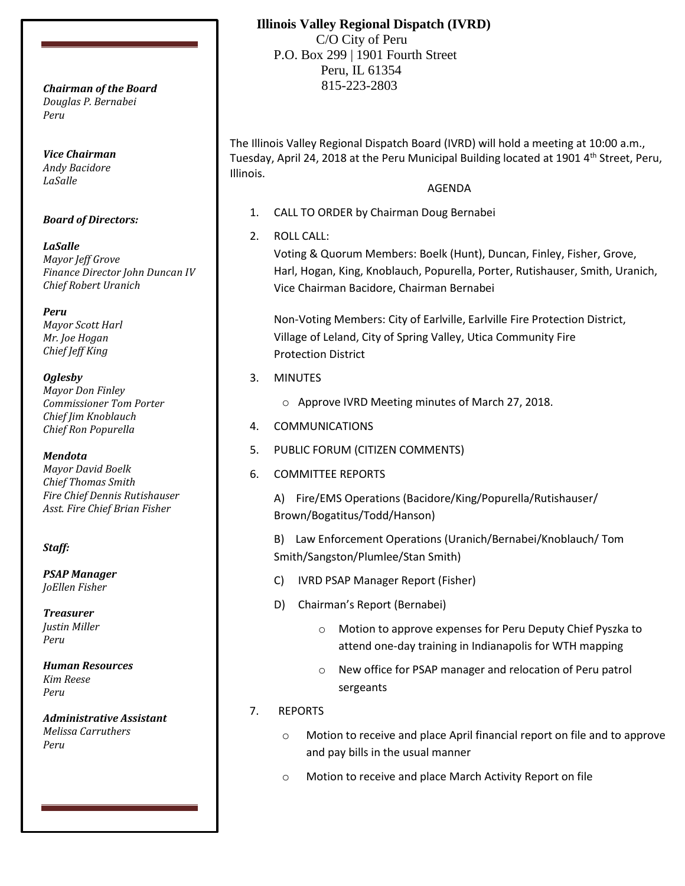# Illinois Valley Regional Dispatch (IVRD)

C/O City of Peru
P.O. Box 299 | 1901 Fourth Street
Peru, IL 61354
815-223-2803

***Chairman of the Board***
*Douglas P. Bernabei*
*Peru*

***Vice Chairman***
*Andy Bacidore*
*LaSalle*

***Board of Directors:***

***LaSalle***
*Mayor Jeff Grove*
*Finance Director John Duncan IV*
*Chief Robert Uranich*

***Peru***
*Mayor Scott Harl*
*Mr. Joe Hogan*
*Chief Jeff King*

***Oglesby***
*Mayor Don Finley*
*Commissioner Tom Porter*
*Chief Jim Knoblauch*
*Chief Ron Popurella*

***Mendota***
*Mayor David Boelk*
*Chief Thomas Smith*
*Fire Chief Dennis Rutishauser*
*Asst. Fire Chief Brian Fisher*

***Staff:***

***PSAP Manager***
*JoEllen Fisher*

***Treasurer***
*Justin Miller*
*Peru*

***Human Resources***
*Kim Reese*
*Peru*

***Administrative Assistant***
*Melissa Carruthers*
*Peru*

The Illinois Valley Regional Dispatch Board (IVRD) will hold a meeting at 10:00 a.m., Tuesday, April 24, 2018 at the Peru Municipal Building located at 1901 4th Street, Peru, Illinois.

AGENDA

1. CALL TO ORDER by Chairman Doug Bernabei
2. ROLL CALL:
   Voting & Quorum Members: Boelk (Hunt), Duncan, Finley, Fisher, Grove, Harl, Hogan, King, Knoblauch, Popurella, Porter, Rutishauser, Smith, Uranich, Vice Chairman Bacidore, Chairman Bernabei

   Non-Voting Members: City of Earlville, Earlville Fire Protection District, Village of Leland, City of Spring Valley, Utica Community Fire Protection District
3. MINUTES
   - Approve IVRD Meeting minutes of March 27, 2018.
4. COMMUNICATIONS
5. PUBLIC FORUM (CITIZEN COMMENTS)
6. COMMITTEE REPORTS

   A) Fire/EMS Operations (Bacidore/King/Popurella/Rutishauser/ Brown/Bogatitus/Todd/Hanson)

   B) Law Enforcement Operations (Uranich/Bernabei/Knoblauch/ Tom Smith/Sangston/Plumlee/Stan Smith)

   C) IVRD PSAP Manager Report (Fisher)

   D) Chairman's Report (Bernabei)
   - Motion to approve expenses for Peru Deputy Chief Pyszka to attend one-day training in Indianapolis for WTH mapping
   - New office for PSAP manager and relocation of Peru patrol sergeants
7. REPORTS
   - Motion to receive and place April financial report on file and to approve and pay bills in the usual manner
   - Motion to receive and place March Activity Report on file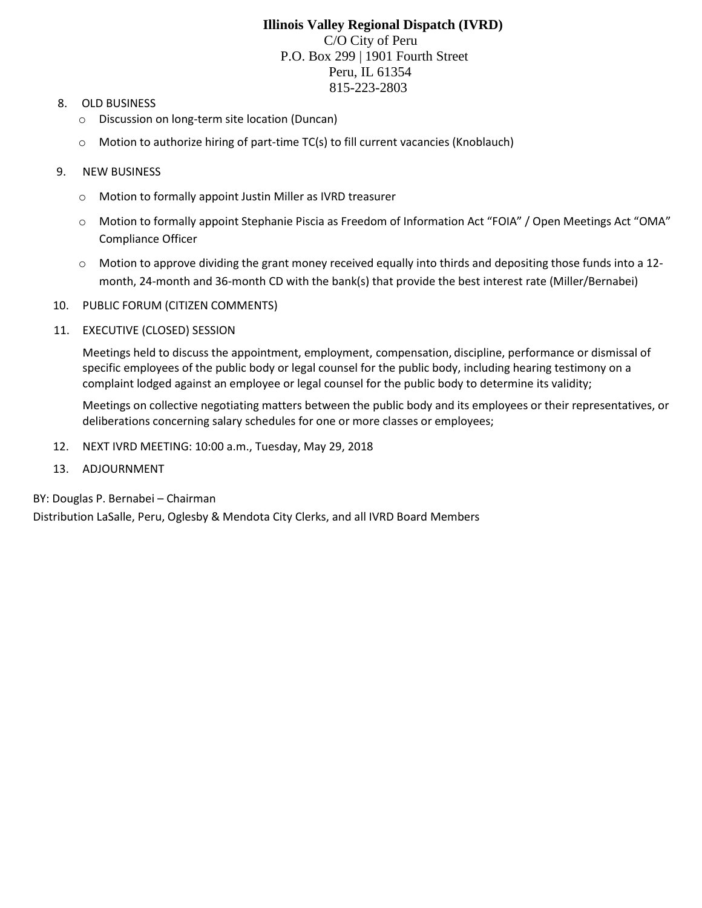**Illinois Valley Regional Dispatch (IVRD)**
C/O City of Peru
P.O. Box 299 | 1901 Fourth Street
Peru, IL 61354
815-223-2803

8. OLD BUSINESS
   - Discussion on long-term site location (Duncan)
   - Motion to authorize hiring of part-time TC(s) to fill current vacancies (Knoblauch)

9. NEW BUSINESS
   - Motion to formally appoint Justin Miller as IVRD treasurer
   - Motion to formally appoint Stephanie Piscia as Freedom of Information Act “FOIA” / Open Meetings Act “OMA” Compliance Officer
   - Motion to approve dividing the grant money received equally into thirds and depositing those funds into a 12-month, 24-month and 36-month CD with the bank(s) that provide the best interest rate (Miller/Bernabei)

10. PUBLIC FORUM (CITIZEN COMMENTS)

11. EXECUTIVE (CLOSED) SESSION

    Meetings held to discuss the appointment, employment, compensation, discipline, performance or dismissal of specific employees of the public body or legal counsel for the public body, including hearing testimony on a complaint lodged against an employee or legal counsel for the public body to determine its validity;

    Meetings on collective negotiating matters between the public body and its employees or their representatives, or deliberations concerning salary schedules for one or more classes or employees;

12. NEXT IVRD MEETING: 10:00 a.m., Tuesday, May 29, 2018

13. ADJOURNMENT

BY: Douglas P. Bernabei – Chairman
Distribution LaSalle, Peru, Oglesby & Mendota City Clerks, and all IVRD Board Members